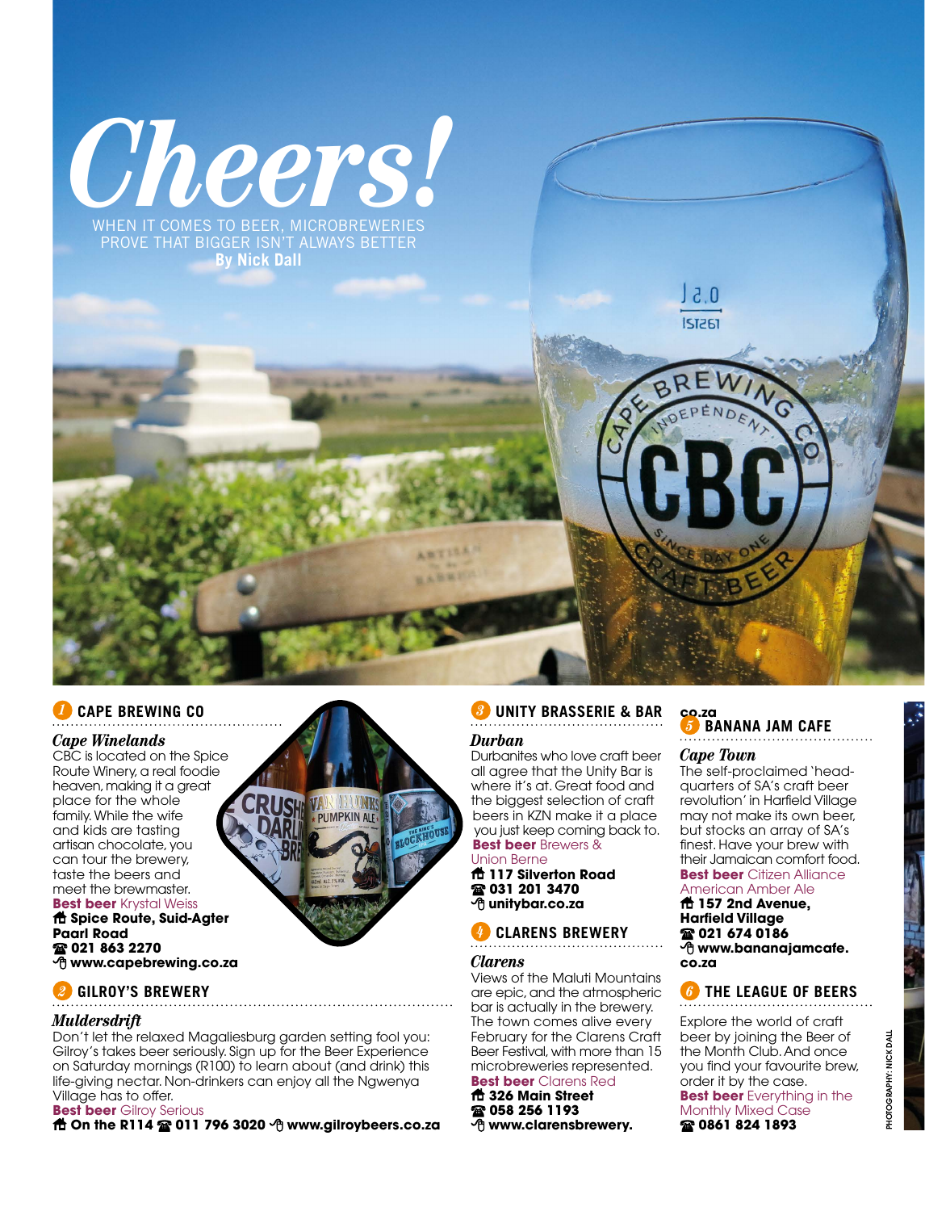# Cheers!

WHEN IT COMES TO BEER, MICROBREWERIES PROVE THAT BIGGER ISN'T ALWAYS BETTER

**By Nick Dall**

## 1 CAPE BREWING CO

### *Cape Winelands*

CBC is located on the Spice Route Winery, a real foodie heaven, making it a great place for the whole family. While the wife and kids are tasting artisan chocolate, you can tour the brewery, taste the beers and meet the brewmaster.

**Best beer** Krystal Weiss

**Spice Route, Suid-Agter Paarl Road**

**021 863 2270**

**www.capebrewing.co.za**

## 2 GILROY'S BREWERY

### *Muldersdrift*

Don't let the relaxed Magaliesburg garden setting fool you: Gilroy's takes beer seriously. Sign up for the Beer Experience on Saturday mornings (R100) to learn about (and drink) this life-giving nectar. Non-drinkers can enjoy all the Ngwenya Village has to offer.

**Best beer** Gilroy Serious

**On the R114** **011 796 3020** **www.gilroybeers.co.za**

## 3 UNITY BRASSERIE & BAR

### *Durban*

Durbanites who love craft beer all agree that the Unity Bar is where it's at. Great food and the biggest selection of craft beers in KZN make it a place you just keep coming back to.

**Best beer** Brewers & Union Berne

**117 Silverton Road**

**031 201 3470**

**unitybar.co.za**

## 4 CLARENS BREWERY

### *Clarens*

Views of the Maluti Mountains are epic, and the atmospheric bar is actually in the brewery. The town comes alive every February for the Clarens Craft Beer Festival, with more than 15 microbreweries represented.

**Best beer** Clarens Red

**326 Main Street**

**058 256 1193**

**www.clarensbrewery.co.za**

## 5 BANANA JAM CAFE

### *Cape Town*

The self-proclaimed 'head-quarters of SA's craft beer revolution' in Harfield Village may not make its own beer, but stocks an array of SA's finest. Have your brew with their Jamaican comfort food.

**Best beer** Citizen Alliance American Amber Ale

**157 2nd Avenue, Harfield Village**

**021 674 0186**

**www.bananajamcafe.co.za**

## 6 THE LEAGUE OF BEERS

Explore the world of craft beer by joining the Beer of the Month Club. And once you find your favourite brew, order it by the case.

**Best beer** Everything in the Monthly Mixed Case

**0861 824 1893**

PHOTOGRAPHY: NICK DALL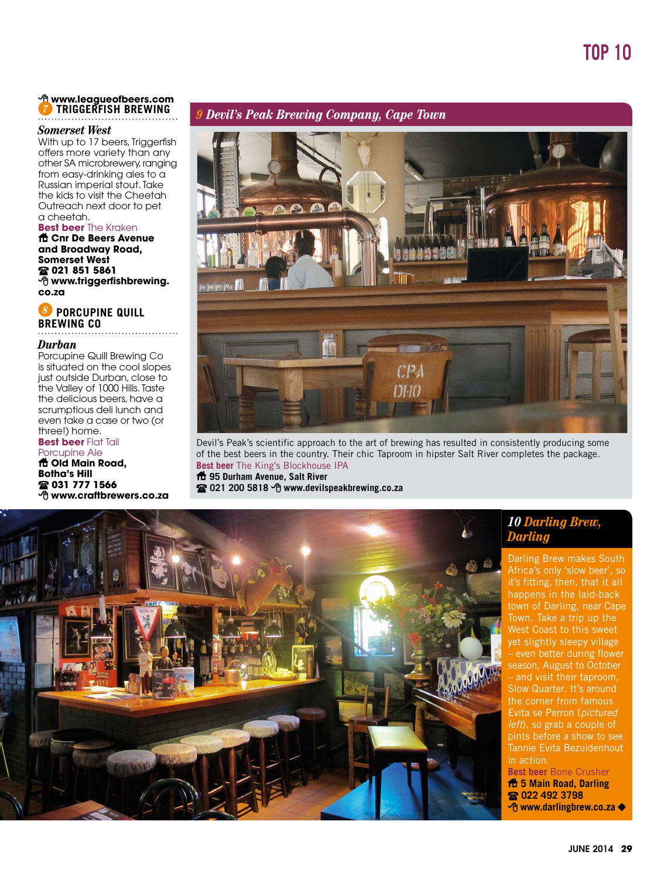www.leagueofbeers.com

## 7 TRIGGERFISH BREWING

### *Somerset West*

With up to 17 beers, Triggerfish offers more variety than any other SA microbrewery, ranging from easy-drinking ales to a Russian imperial stout. Take the kids to visit the Cheetah Outreach next door to pet a cheetah.

**Best beer** The Kraken

**Cnr De Beers Avenue and Broadway Road, Somerset West**

**021 851 5861**

**www.triggerfishbrewing.co.za**

## 8 PORCUPINE QUILL BREWING CO

### *Durban*

Porcupine Quill Brewing Co is situated on the cool slopes just outside Durban, close to the Valley of 1000 Hills. Taste the delicious beers, have a scrumptious deli lunch and even take a case or two (or three!) home.

**Best beer** Flat Tail Porcupine Ale

**Old Main Road, Botha's Hill**

**031 777 1566**

**www.craftbrewers.co.za**

## *9 Devil's Peak Brewing Company, Cape Town*

Devil's Peak's scientific approach to the art of brewing has resulted in consistently producing some of the best beers in the country. Their chic Taproom in hipster Salt River completes the package.

**Best beer** The King's Blockhouse IPA

**95 Durham Avenue, Salt River**

**021 200 5818** **www.devilspeakbrewing.co.za**

## *10 Darling Brew, Darling*

Darling Brew makes South Africa's only 'slow beer', so it's fitting, then, that it all happens in the laid-back town of Darling, near Cape Town. Take a trip up the West Coast to this sweet yet slightly sleepy village – even better during flower season, August to October – and visit their taproom, Slow Quarter. It's around the corner from famous Evita se Perron (*pictured left*), so grab a couple of pints before a show to see Tannie Evita Bezuidenhout in action.

**Best beer** Bone Crusher

**5 Main Road, Darling**

**022 492 3798**

**www.darlingbrew.co.za**